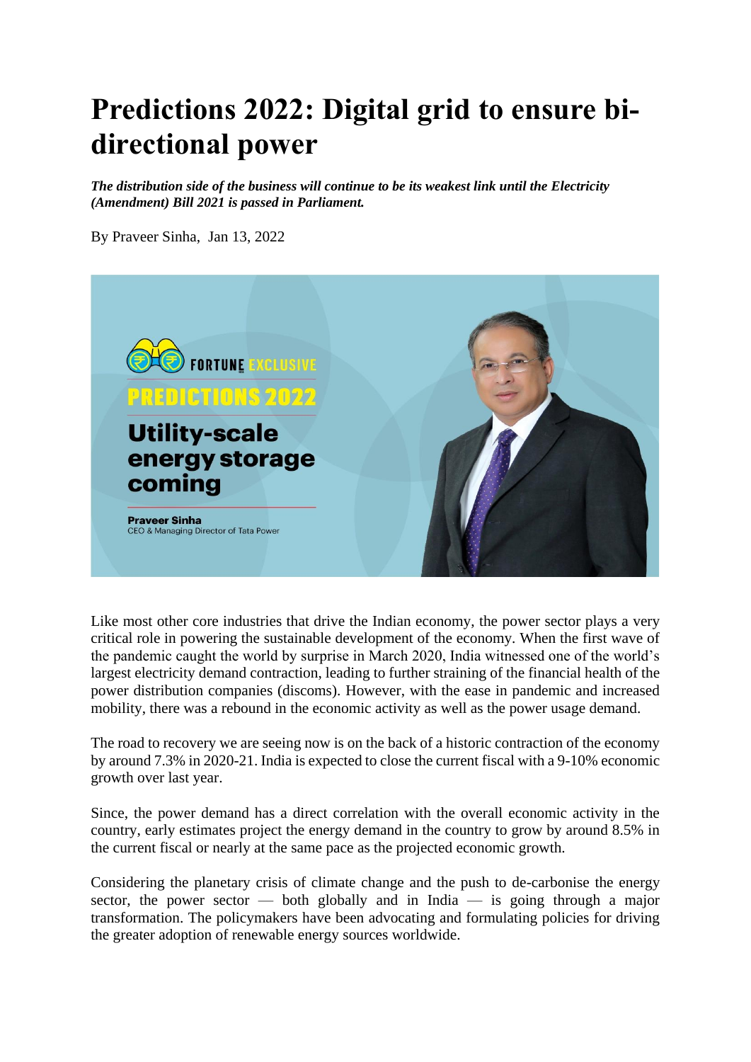# Predictions 2022: Digital grid to ensure bi-directional power

***The distribution side of the business will continue to be its weakest link until the Electricity (Amendment) Bill 2021 is passed in Parliament.***

By Praveer Sinha, Jan 13, 2022

Like most other core industries that drive the Indian economy, the power sector plays a very critical role in powering the sustainable development of the economy. When the first wave of the pandemic caught the world by surprise in March 2020, India witnessed one of the world's largest electricity demand contraction, leading to further straining of the financial health of the power distribution companies (discoms). However, with the ease in pandemic and increased mobility, there was a rebound in the economic activity as well as the power usage demand.

The road to recovery we are seeing now is on the back of a historic contraction of the economy by around 7.3% in 2020-21. India is expected to close the current fiscal with a 9-10% economic growth over last year.

Since, the power demand has a direct correlation with the overall economic activity in the country, early estimates project the energy demand in the country to grow by around 8.5% in the current fiscal or nearly at the same pace as the projected economic growth.

Considering the planetary crisis of climate change and the push to de-carbonise the energy sector, the power sector — both globally and in India — is going through a major transformation. The policymakers have been advocating and formulating policies for driving the greater adoption of renewable energy sources worldwide.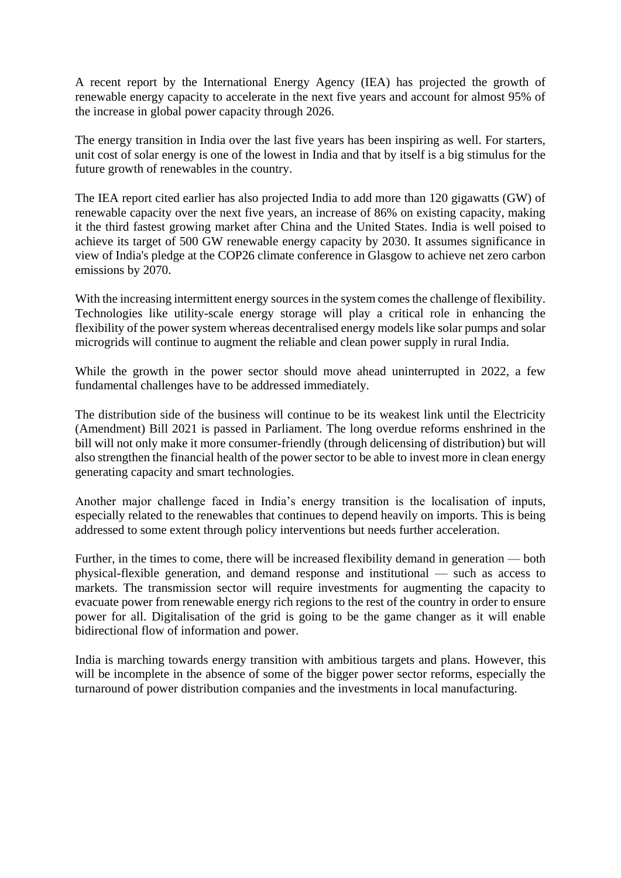A recent report by the International Energy Agency (IEA) has projected the growth of renewable energy capacity to accelerate in the next five years and account for almost 95% of the increase in global power capacity through 2026.

The energy transition in India over the last five years has been inspiring as well. For starters, unit cost of solar energy is one of the lowest in India and that by itself is a big stimulus for the future growth of renewables in the country.

The IEA report cited earlier has also projected India to add more than 120 gigawatts (GW) of renewable capacity over the next five years, an increase of 86% on existing capacity, making it the third fastest growing market after China and the United States. India is well poised to achieve its target of 500 GW renewable energy capacity by 2030. It assumes significance in view of India's pledge at the COP26 climate conference in Glasgow to achieve net zero carbon emissions by 2070.

With the increasing intermittent energy sources in the system comes the challenge of flexibility. Technologies like utility-scale energy storage will play a critical role in enhancing the flexibility of the power system whereas decentralised energy models like solar pumps and solar microgrids will continue to augment the reliable and clean power supply in rural India.

While the growth in the power sector should move ahead uninterrupted in 2022, a few fundamental challenges have to be addressed immediately.

The distribution side of the business will continue to be its weakest link until the Electricity (Amendment) Bill 2021 is passed in Parliament. The long overdue reforms enshrined in the bill will not only make it more consumer-friendly (through delicensing of distribution) but will also strengthen the financial health of the power sector to be able to invest more in clean energy generating capacity and smart technologies.

Another major challenge faced in India's energy transition is the localisation of inputs, especially related to the renewables that continues to depend heavily on imports. This is being addressed to some extent through policy interventions but needs further acceleration.

Further, in the times to come, there will be increased flexibility demand in generation — both physical-flexible generation, and demand response and institutional — such as access to markets. The transmission sector will require investments for augmenting the capacity to evacuate power from renewable energy rich regions to the rest of the country in order to ensure power for all. Digitalisation of the grid is going to be the game changer as it will enable bidirectional flow of information and power.

India is marching towards energy transition with ambitious targets and plans. However, this will be incomplete in the absence of some of the bigger power sector reforms, especially the turnaround of power distribution companies and the investments in local manufacturing.